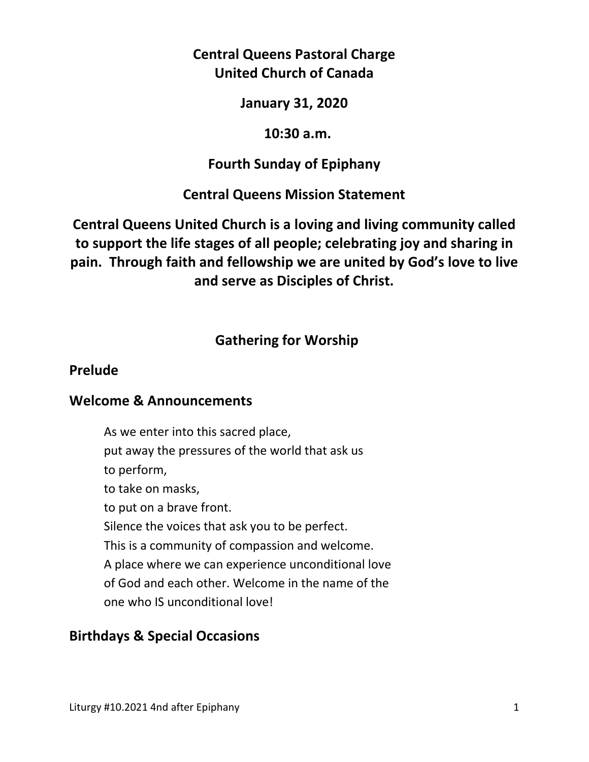# Central Queens Pastoral Charge
# United Church of Canada

**January 31, 2020**

**10:30 a.m.**

**Fourth Sunday of Epiphany**

**Central Queens Mission Statement**

**Central Queens United Church is a loving and living community called to support the life stages of all people; celebrating joy and sharing in pain. Through faith and fellowship we are united by God's love to live and serve as Disciples of Christ.**

## Gathering for Worship

### Prelude

### Welcome & Announcements

As we enter into this sacred place,
put away the pressures of the world that ask us
to perform,
to take on masks,
to put on a brave front.
Silence the voices that ask you to be perfect.
This is a community of compassion and welcome.
A place where we can experience unconditional love
of God and each other. Welcome in the name of the
one who IS unconditional love!

### Birthdays & Special Occasions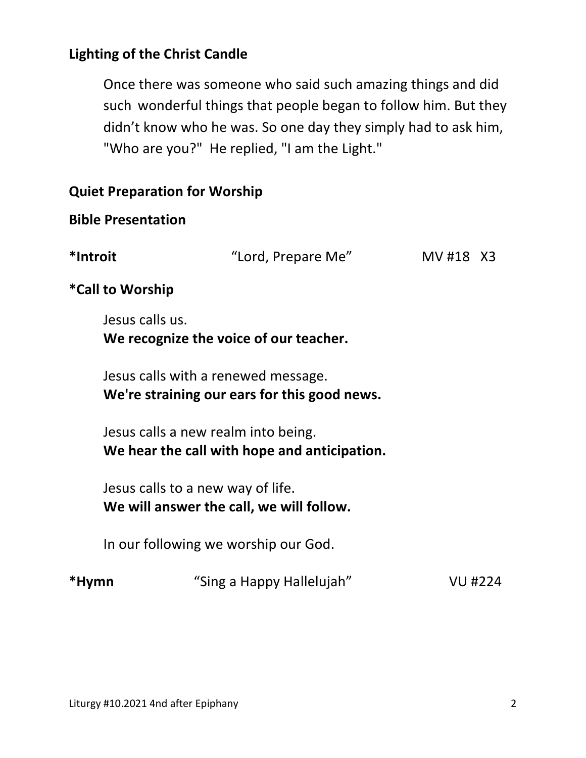**Lighting of the Christ Candle**

Once there was someone who said such amazing things and did such wonderful things that people began to follow him. But they didn't know who he was. So one day they simply had to ask him, "Who are you?" He replied, "I am the Light."

**Quiet Preparation for Worship**

**Bible Presentation**

**\*Introit** "Lord, Prepare Me" MV #18 X3

**\*Call to Worship**

Jesus calls us.
**We recognize the voice of our teacher.**

Jesus calls with a renewed message.
**We're straining our ears for this good news.**

Jesus calls a new realm into being.
**We hear the call with hope and anticipation.**

Jesus calls to a new way of life.
**We will answer the call, we will follow.**

In our following we worship our God.

**\*Hymn** "Sing a Happy Hallelujah" VU #224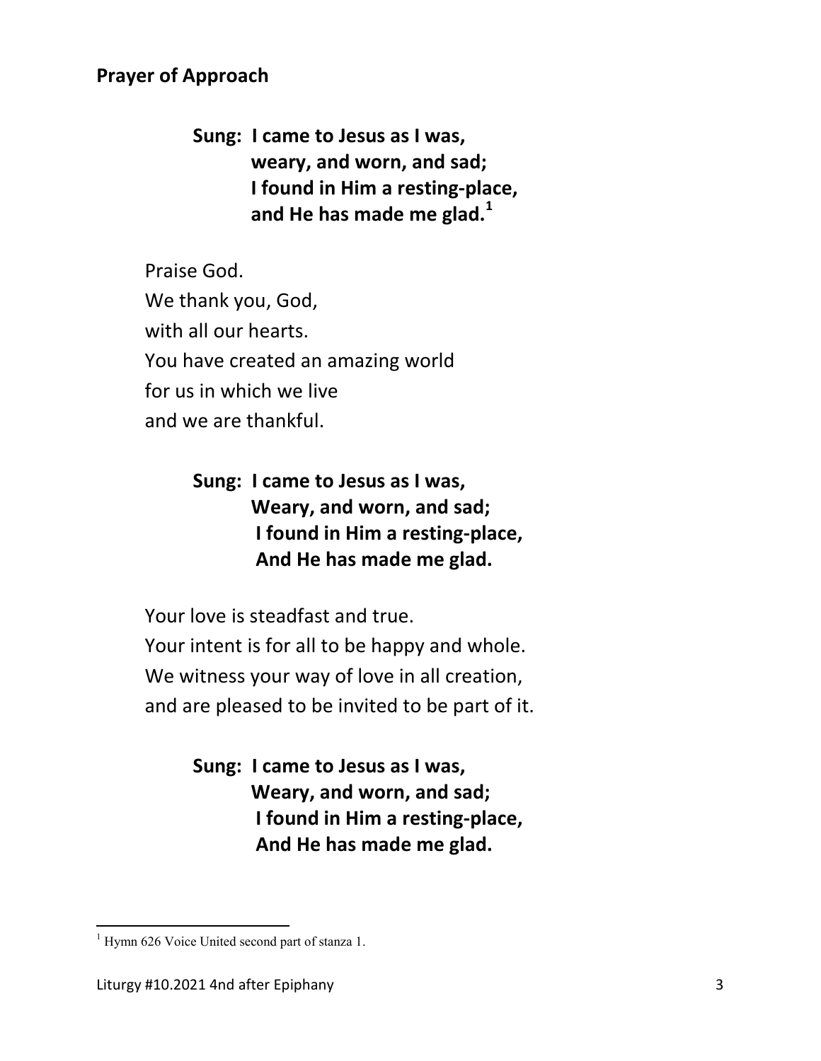**Prayer of Approach**

> **Sung: I came to Jesus as I was,**
> **weary, and worn, and sad;**
> **I found in Him a resting-place,**
> **and He has made me glad.**[1]

Praise God.
We thank you, God,
with all our hearts.
You have created an amazing world
for us in which we live
and we are thankful.

> **Sung: I came to Jesus as I was,**
> **Weary, and worn, and sad;**
> **I found in Him a resting-place,**
> **And He has made me glad.**

Your love is steadfast and true.
Your intent is for all to be happy and whole.
We witness your way of love in all creation,
and are pleased to be invited to be part of it.

> **Sung: I came to Jesus as I was,**
> **Weary, and worn, and sad;**
> **I found in Him a resting-place,**
> **And He has made me glad.**

---

[1] Hymn 626 Voice United second part of stanza 1.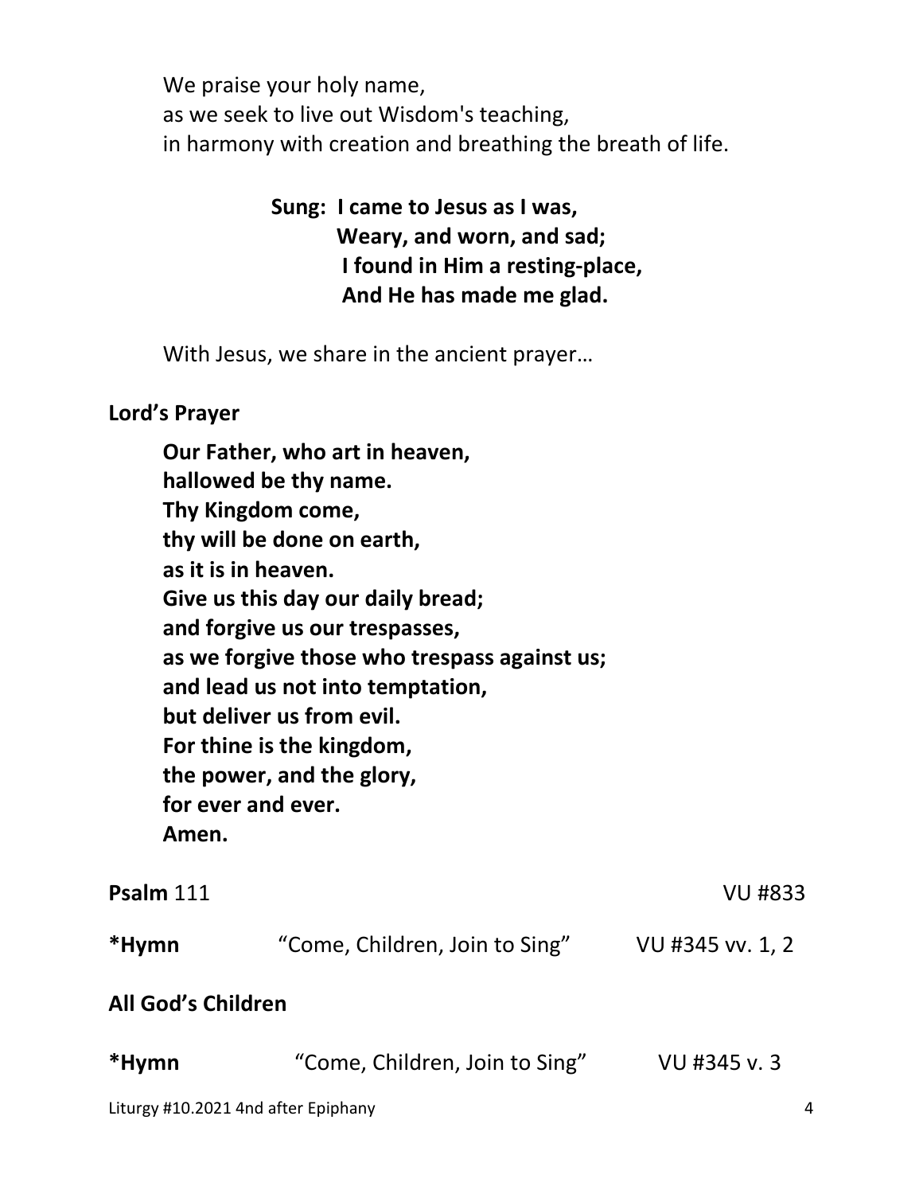We praise your holy name,
as we seek to live out Wisdom's teaching,
in harmony with creation and breathing the breath of life.

**Sung: I came to Jesus as I was,**
**Weary, and worn, and sad;**
**I found in Him a resting-place,**
**And He has made me glad.**

With Jesus, we share in the ancient prayer…

**Lord's Prayer**

**Our Father, who art in heaven,**
**hallowed be thy name.**
**Thy Kingdom come,**
**thy will be done on earth,**
**as it is in heaven.**
**Give us this day our daily bread;**
**and forgive us our trespasses,**
**as we forgive those who trespass against us;**
**and lead us not into temptation,**
**but deliver us from evil.**
**For thine is the kingdom,**
**the power, and the glory,**
**for ever and ever.**
**Amen.**

**Psalm** 111 VU #833

**\*Hymn** "Come, Children, Join to Sing" VU #345 vv. 1, 2

**All God's Children**

**\*Hymn** "Come, Children, Join to Sing" VU #345 v. 3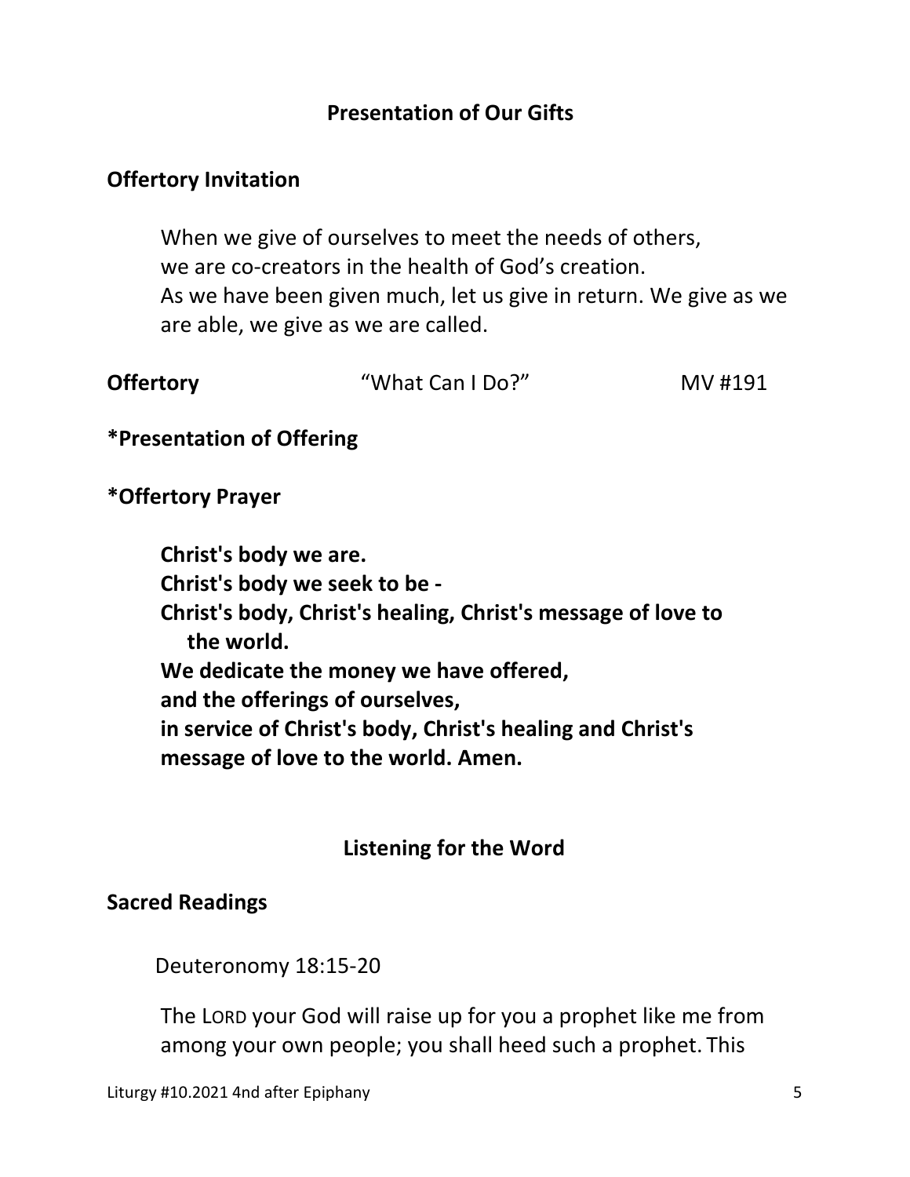## Presentation of Our Gifts

**Offertory Invitation**

When we give of ourselves to meet the needs of others,
we are co-creators in the health of God's creation.
As we have been given much, let us give in return. We give as we are able, we give as we are called.

**Offertory** "What Can I Do?" MV #191

**\*Presentation of Offering**

**\*Offertory Prayer**

**Christ's body we are.**
**Christ's body we seek to be -**
**Christ's body, Christ's healing, Christ's message of love to the world.**
**We dedicate the money we have offered,**
**and the offerings of ourselves,**
**in service of Christ's body, Christ's healing and Christ's message of love to the world. Amen.**

## Listening for the Word

**Sacred Readings**

Deuteronomy 18:15-20

The LORD your God will raise up for you a prophet like me from among your own people; you shall heed such a prophet. This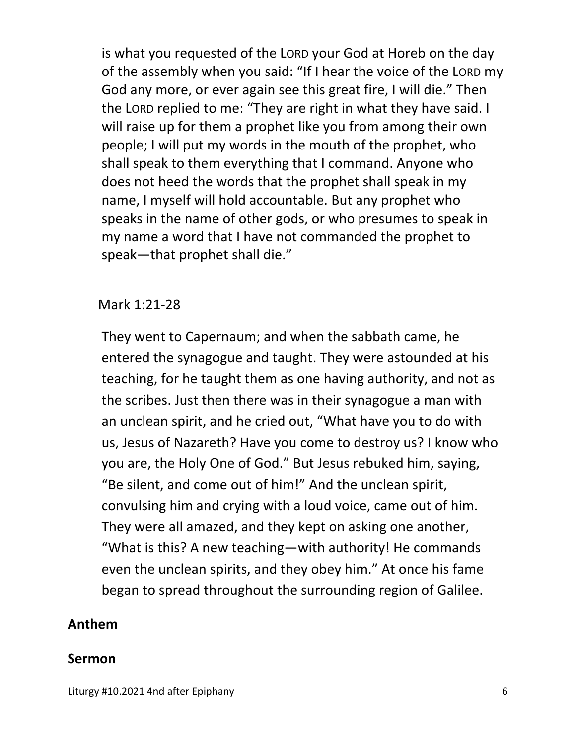is what you requested of the LORD your God at Horeb on the day of the assembly when you said: "If I hear the voice of the LORD my God any more, or ever again see this great fire, I will die." Then the LORD replied to me: "They are right in what they have said. I will raise up for them a prophet like you from among their own people; I will put my words in the mouth of the prophet, who shall speak to them everything that I command. Anyone who does not heed the words that the prophet shall speak in my name, I myself will hold accountable. But any prophet who speaks in the name of other gods, or who presumes to speak in my name a word that I have not commanded the prophet to speak—that prophet shall die."

Mark 1:21-28

They went to Capernaum; and when the sabbath came, he entered the synagogue and taught. They were astounded at his teaching, for he taught them as one having authority, and not as the scribes. Just then there was in their synagogue a man with an unclean spirit, and he cried out, "What have you to do with us, Jesus of Nazareth? Have you come to destroy us? I know who you are, the Holy One of God." But Jesus rebuked him, saying, "Be silent, and come out of him!" And the unclean spirit, convulsing him and crying with a loud voice, came out of him. They were all amazed, and they kept on asking one another, "What is this? A new teaching—with authority! He commands even the unclean spirits, and they obey him." At once his fame began to spread throughout the surrounding region of Galilee.

**Anthem**

**Sermon**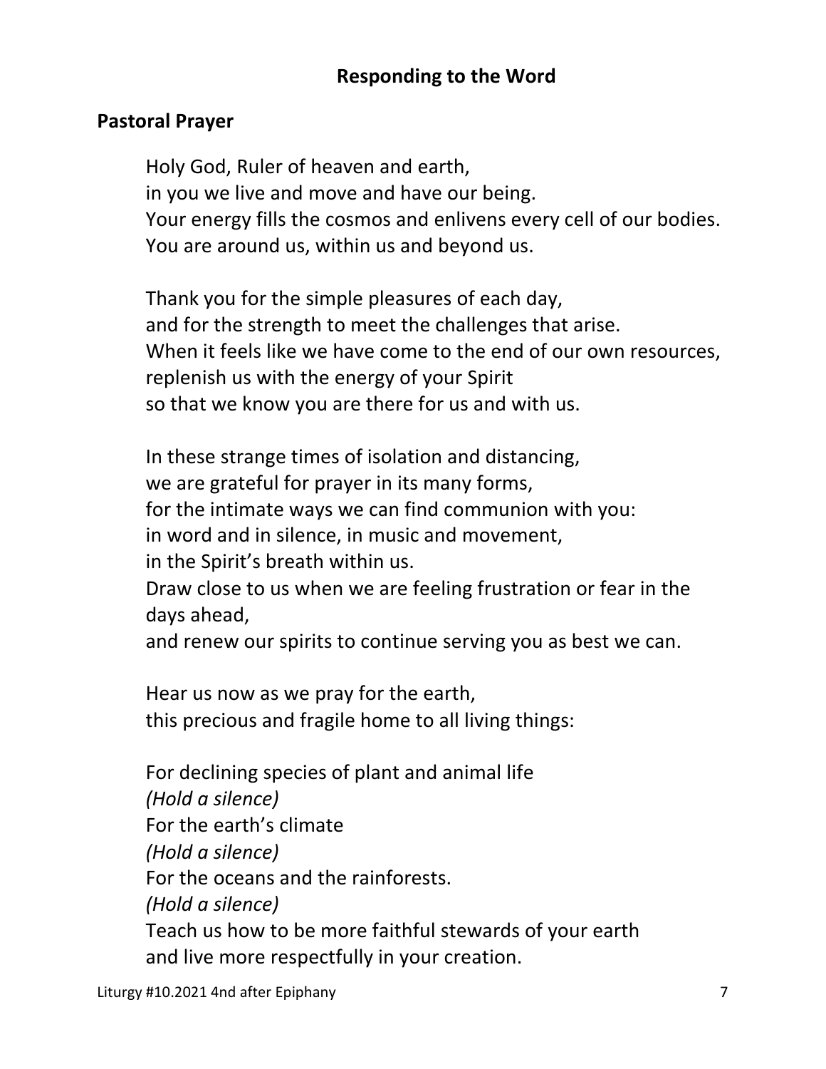## Responding to the Word

### Pastoral Prayer

Holy God, Ruler of heaven and earth,
in you we live and move and have our being.
Your energy fills the cosmos and enlivens every cell of our bodies.
You are around us, within us and beyond us.

Thank you for the simple pleasures of each day,
and for the strength to meet the challenges that arise.
When it feels like we have come to the end of our own resources,
replenish us with the energy of your Spirit
so that we know you are there for us and with us.

In these strange times of isolation and distancing,
we are grateful for prayer in its many forms,
for the intimate ways we can find communion with you:
in word and in silence, in music and movement,
in the Spirit's breath within us.
Draw close to us when we are feeling frustration or fear in the days ahead,
and renew our spirits to continue serving you as best we can.

Hear us now as we pray for the earth,
this precious and fragile home to all living things:

For declining species of plant and animal life
*(Hold a silence)*
For the earth's climate
*(Hold a silence)*
For the oceans and the rainforests.
*(Hold a silence)*
Teach us how to be more faithful stewards of your earth
and live more respectfully in your creation.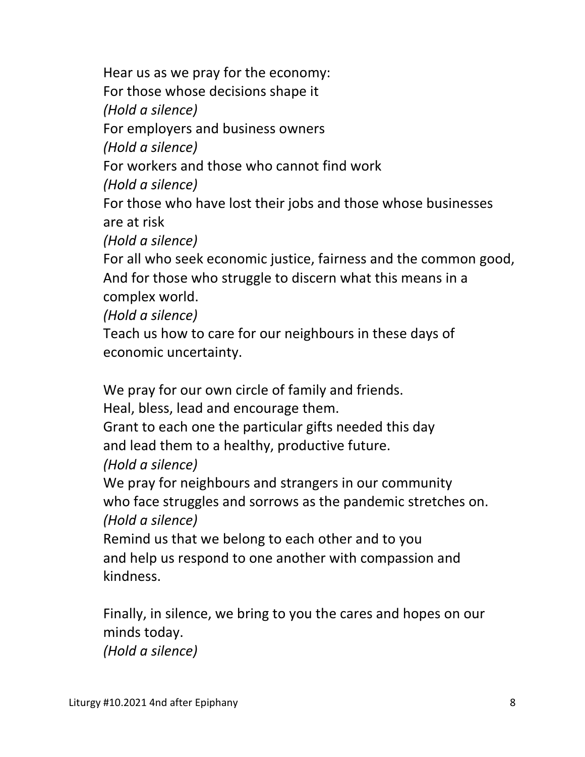Hear us as we pray for the economy:  
For those whose decisions shape it  
*(Hold a silence)*  
For employers and business owners  
*(Hold a silence)*  
For workers and those who cannot find work  
*(Hold a silence)*  
For those who have lost their jobs and those whose businesses are at risk  
*(Hold a silence)*  
For all who seek economic justice, fairness and the common good,  
And for those who struggle to discern what this means in a complex world.  
*(Hold a silence)*  
Teach us how to care for our neighbours in these days of economic uncertainty.

We pray for our own circle of family and friends.  
Heal, bless, lead and encourage them.  
Grant to each one the particular gifts needed this day  
and lead them to a healthy, productive future.  
*(Hold a silence)*  
We pray for neighbours and strangers in our community  
who face struggles and sorrows as the pandemic stretches on.  
*(Hold a silence)*  
Remind us that we belong to each other and to you  
and help us respond to one another with compassion and kindness.

Finally, in silence, we bring to you the cares and hopes on our minds today.  
*(Hold a silence)*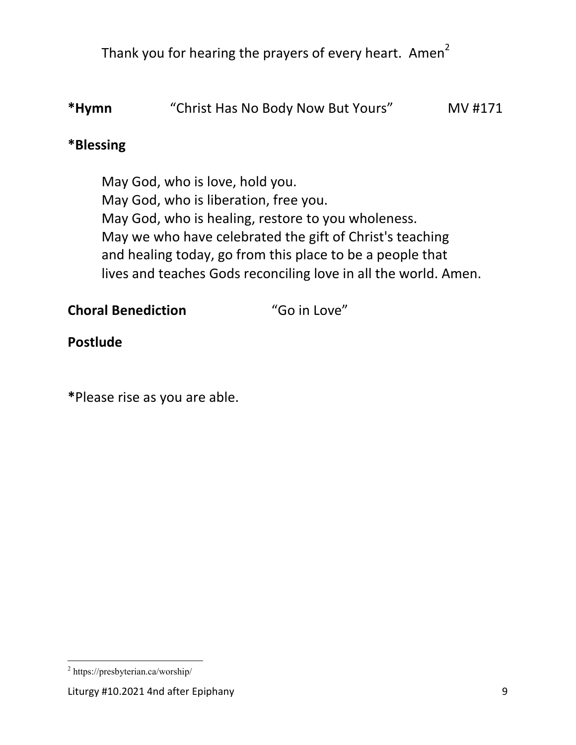Thank you for hearing the prayers of every heart. Amen[2]

**\*Hymn** "Christ Has No Body Now But Yours" MV #171

**\*Blessing**

May God, who is love, hold you.
May God, who is liberation, free you.
May God, who is healing, restore to you wholeness.
May we who have celebrated the gift of Christ's teaching and healing today, go from this place to be a people that lives and teaches Gods reconciling love in all the world. Amen.

**Choral Benediction** "Go in Love"

**Postlude**

**\***Please rise as you are able.

[2] https://presbyterian.ca/worship/